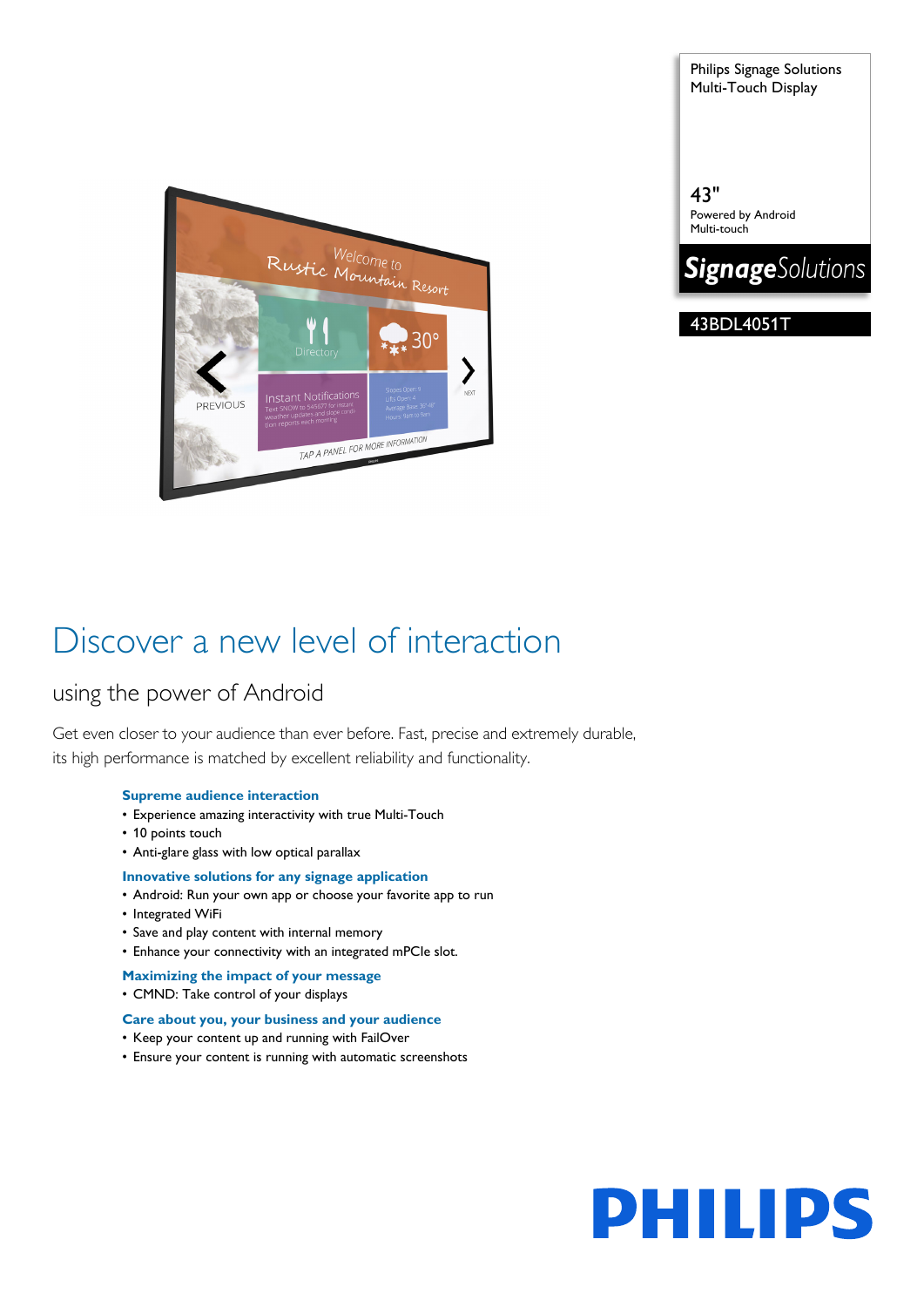Philips Signage Solutions
Multi-Touch Display

43"
Powered by Android
Multi-touch

*Signage*Solutions

43BDL4051T

# Discover a new level of interaction

## using the power of Android

Get even closer to your audience than ever before. Fast, precise and extremely durable, its high performance is matched by excellent reliability and functionality.

### Supreme audience interaction

- Experience amazing interactivity with true Multi-Touch
- 10 points touch
- Anti-glare glass with low optical parallax

### Innovative solutions for any signage application

- Android: Run your own app or choose your favorite app to run
- Integrated WiFi
- Save and play content with internal memory
- Enhance your connectivity with an integrated mPCIe slot.

### Maximizing the impact of your message

- CMND: Take control of your displays

### Care about you, your business and your audience

- Keep your content up and running with FailOver
- Ensure your content is running with automatic screenshots

PHILIPS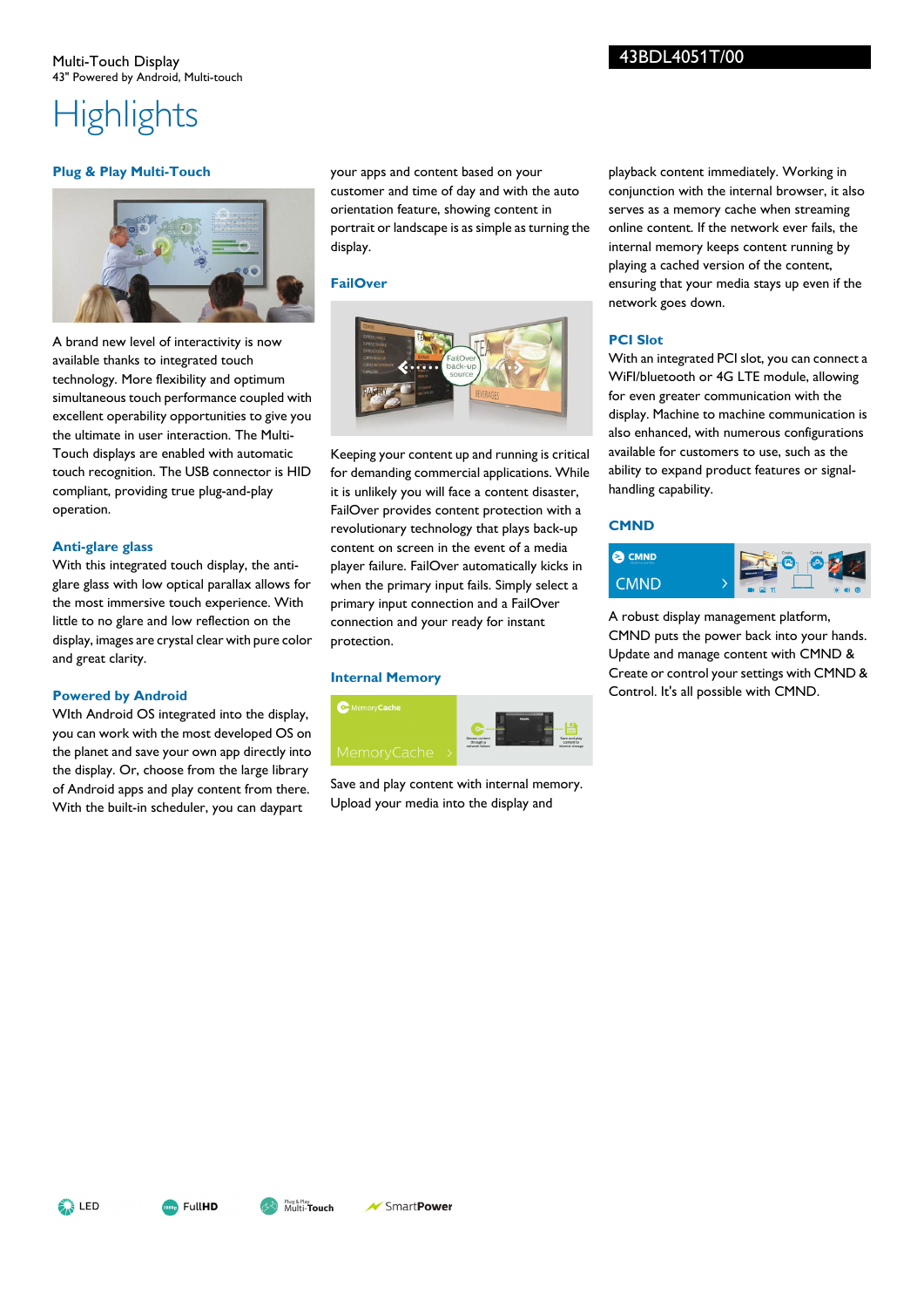Multi-Touch Display
43" Powered by Android, Multi-touch

# Highlights

### Plug & Play Multi-Touch

A brand new level of interactivity is now available thanks to integrated touch technology. More flexibility and optimum simultaneous touch performance coupled with excellent operability opportunities to give you the ultimate in user interaction. The Multi-Touch displays are enabled with automatic touch recognition. The USB connector is HID compliant, providing true plug-and-play operation.

### Anti-glare glass

With this integrated touch display, the anti-glare glass with low optical parallax allows for the most immersive touch experience. With little to no glare and low reflection on the display, images are crystal clear with pure color and great clarity.

### Powered by Android

WIth Android OS integrated into the display, you can work with the most developed OS on the planet and save your own app directly into the display. Or, choose from the large library of Android apps and play content from there. With the built-in scheduler, you can daypart your apps and content based on your customer and time of day and with the auto orientation feature, showing content in portrait or landscape is as simple as turning the display.

### FailOver

Keeping your content up and running is critical for demanding commercial applications. While it is unlikely you will face a content disaster, FailOver provides content protection with a revolutionary technology that plays back-up content on screen in the event of a media player failure. FailOver automatically kicks in when the primary input fails. Simply select a primary input connection and a FailOver connection and your ready for instant protection.

### Internal Memory

Save and play content with internal memory. Upload your media into the display and playback content immediately. Working in conjunction with the internal browser, it also serves as a memory cache when streaming online content. If the network ever fails, the internal memory keeps content running by playing a cached version of the content, ensuring that your media stays up even if the network goes down.

### PCI Slot

With an integrated PCI slot, you can connect a WiFI/bluetooth or 4G LTE module, allowing for even greater communication with the display. Machine to machine communication is also enhanced, with numerous configurations available for customers to use, such as the ability to expand product features or signal-handling capability.

### CMND

A robust display management platform, CMND puts the power back into your hands. Update and manage content with CMND & Create or control your settings with CMND & Control. It's all possible with CMND.

LED FullHD Plug & Play Multi-Touch SmartPower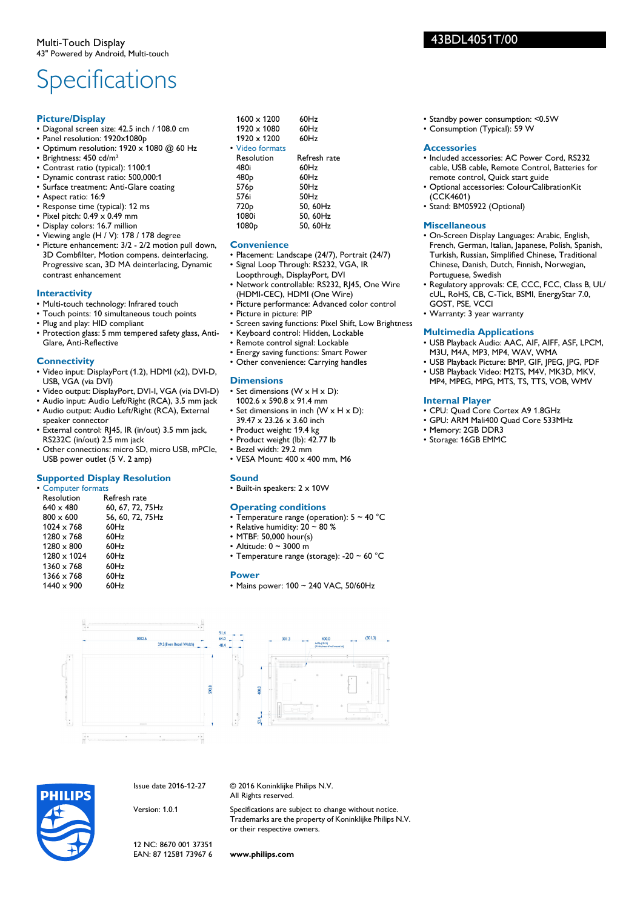Multi-Touch Display
43" Powered by Android, Multi-touch

43BDL4051T/00

# Specifications

## Picture/Display

- Diagonal screen size: 42.5 inch / 108.0 cm
- Panel resolution: 1920x1080p
- Optimum resolution: 1920 x 1080 @ 60 Hz
- Brightness: 450 cd/m²
- Contrast ratio (typical): 1100:1
- Dynamic contrast ratio: 500,000:1
- Surface treatment: Anti-Glare coating
- Aspect ratio: 16:9
- Response time (typical): 12 ms
- Pixel pitch: 0.49 x 0.49 mm
- Display colors: 16.7 million
- Viewing angle (H / V): 178 / 178 degree
- Picture enhancement: 3/2 - 2/2 motion pull down, 3D Combfilter, Motion compens. deinterlacing, Progressive scan, 3D MA deinterlacing, Dynamic contrast enhancement

## Interactivity

- Multi-touch technology: Infrared touch
- Touch points: 10 simultaneous touch points
- Plug and play: HID compliant
- Protection glass: 5 mm tempered safety glass, Anti-Glare, Anti-Reflective

## Connectivity

- Video input: DisplayPort (1.2), HDMI (x2), DVI-D, USB, VGA (via DVI)
- Video output: DisplayPort, DVI-I, VGA (via DVI-D)
- Audio input: Audio Left/Right (RCA), 3.5 mm jack
- Audio output: Audio Left/Right (RCA), External speaker connector
- External control: RJ45, IR (in/out) 3.5 mm jack, RS232C (in/out) 2.5 mm jack
- Other connections: micro SD, micro USB, mPCIe, USB power outlet (5 V. 2 amp)

## Supported Display Resolution

- Computer formats

| Resolution | Refresh rate |
|---|---|
| 640 x 480 | 60, 67, 72, 75Hz |
| 800 x 600 | 56, 60, 72, 75Hz |
| 1024 x 768 | 60Hz |
| 1280 x 768 | 60Hz |
| 1280 x 800 | 60Hz |
| 1280 x 1024 | 60Hz |
| 1360 x 768 | 60Hz |
| 1366 x 768 | 60Hz |
| 1440 x 900 | 60Hz |
| 1600 x 1200 | 60Hz |
| 1920 x 1080 | 60Hz |
| 1920 x 1200 | 60Hz |

- Video formats

| Resolution | Refresh rate |
|---|---|
| 480i | 60Hz |
| 480p | 60Hz |
| 576p | 50Hz |
| 576i | 50Hz |
| 720p | 50, 60Hz |
| 1080i | 50, 60Hz |
| 1080p | 50, 60Hz |

## Convenience

- Placement: Landscape (24/7), Portrait (24/7)
- Signal Loop Through: RS232, VGA, IR Loopthrough, DisplayPort, DVI
- Network controllable: RS232, RJ45, One Wire (HDMI-CEC), HDMI (One Wire)
- Picture performance: Advanced color control
- Picture in picture: PIP
- Screen saving functions: Pixel Shift, Low Brightness
- Keyboard control: Hidden, Lockable
- Remote control signal: Lockable
- Energy saving functions: Smart Power
- Other convenience: Carrying handles

## Dimensions

- Set dimensions (W x H x D): 1002.6 x 590.8 x 91.4 mm
- Set dimensions in inch (W x H x D): 39.47 x 23.26 x 3.60 inch
- Product weight: 19.4 kg
- Product weight (lb): 42.77 lb
- Bezel width: 29.2 mm
- VESA Mount: 400 x 400 mm, M6

## Sound

- Built-in speakers: 2 x 10W

## Operating conditions

- Temperature range (operation): 5 ~ 40 °C
- Relative humidity: 20 ~ 80 %
- MTBF: 50,000 hour(s)
- Altitude: 0 ~ 3000 m
- Temperature range (storage): -20 ~ 60 °C

## Power

- Mains power: 100 ~ 240 VAC, 50/60Hz
- Standby power consumption: <0.5W
- Consumption (Typical): 59 W

## Accessories

- Included accessories: AC Power Cord, RS232 cable, USB cable, Remote Control, Batteries for remote control, Quick start guide
- Optional accessories: ColourCalibrationKit (CCK4601)
- Stand: BM05922 (Optional)

## Miscellaneous

- On-Screen Display Languages: Arabic, English, French, German, Italian, Japanese, Polish, Spanish, Turkish, Russian, Simplified Chinese, Traditional Chinese, Danish, Dutch, Finnish, Norwegian, Portuguese, Swedish
- Regulatory approvals: CE, CCC, FCC, Class B, UL/cUL, RoHS, CB, C-Tick, BSMI, EnergyStar 7.0, GOST, PSE, VCCI
- Warranty: 3 year warranty

## Multimedia Applications

- USB Playback Audio: AAC, AIF, AIFF, ASF, LPCM, M3U, M4A, MP3, MP4, WAV, WMA
- USB Playback Picture: BMP, GIF, JPEG, JPG, PDF
- USB Playback Video: M2TS, M4V, MK3D, MKV, MP4, MPEG, MPG, MTS, TS, TTS, VOB, WMV

## Internal Player

- CPU: Quad Core Cortex A9 1.8GHz
- GPU: ARM Mali400 Quad Core 533MHz
- Memory: 2GB DDR3
- Storage: 16GB EMMC

1002.6
29.2(Even Bezel Width)
590.8
91.4
64.0
48.4
301.3
400.0
(301.3)
400.0
57.4

Issue date 2016-12-27

Version: 1.0.1

12 NC: 8670 001 37351
EAN: 87 12581 73967 6

© 2016 Koninklijke Philips N.V.
All Rights reserved.

Specifications are subject to change without notice. Trademarks are the property of Koninklijke Philips N.V. or their respective owners.

www.philips.com